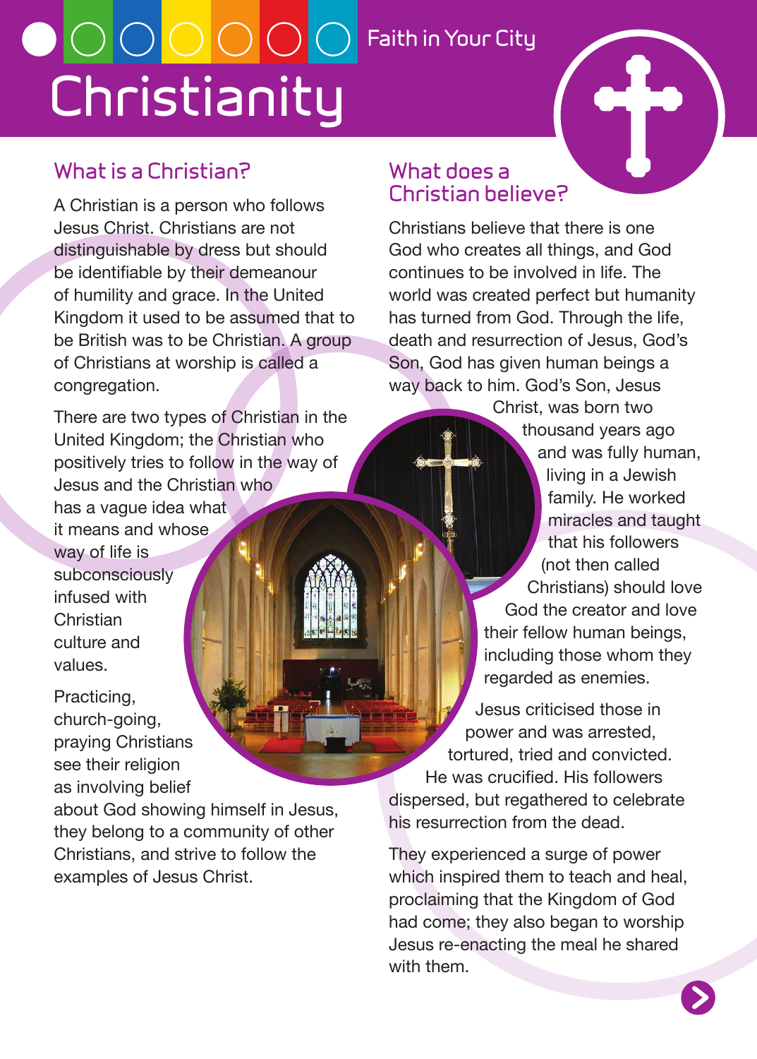Faith in Your City

# Christianity

## What is a Christian?

A Christian is a person who follows Jesus Christ. Christians are not distinguishable by dress but should be identifiable by their demeanour of humility and grace. In the United Kingdom it used to be assumed that to be British was to be Christian. A group of Christians at worship is called a congregation.

There are two types of Christian in the United Kingdom; the Christian who positively tries to follow in the way of Jesus and the Christian who has a vague idea what it means and whose way of life is subconsciously infused with Christian culture and values.

Practicing, church-going, praying Christians see their religion as involving belief about God showing himself in Jesus, they belong to a community of other Christians, and strive to follow the examples of Jesus Christ.

## What does a Christian believe?

Christians believe that there is one God who creates all things, and God continues to be involved in life. The world was created perfect but humanity has turned from God. Through the life, death and resurrection of Jesus, God's Son, God has given human beings a way back to him. God's Son, Jesus Christ, was born two thousand years ago and was fully human, living in a Jewish family. He worked miracles and taught that his followers (not then called Christians) should love God the creator and love their fellow human beings, including those whom they regarded as enemies.

Jesus criticised those in power and was arrested, tortured, tried and convicted. He was crucified. His followers dispersed, but regathered to celebrate his resurrection from the dead.

They experienced a surge of power which inspired them to teach and heal, proclaiming that the Kingdom of God had come; they also began to worship Jesus re-enacting the meal he shared with them.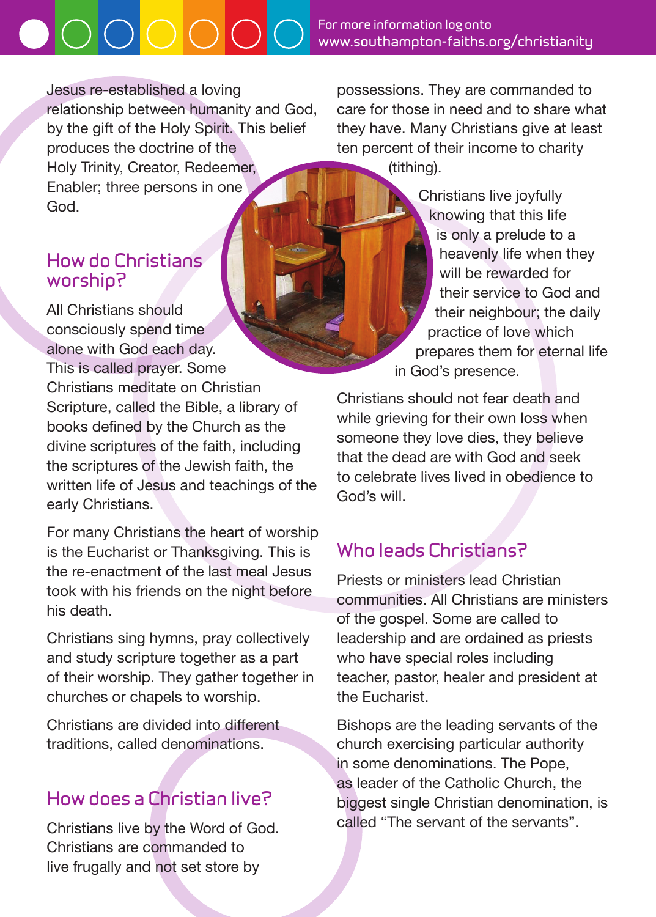Jesus re-established a loving relationship between humanity and God, by the gift of the Holy Spirit. This belief produces the doctrine of the Holy Trinity, Creator, Redeemer, Enabler; three persons in one God.

## How do Christians worship?

All Christians should consciously spend time alone with God each day. This is called prayer. Some Christians meditate on Christian Scripture, called the Bible, a library of books defined by the Church as the divine scriptures of the faith, including the scriptures of the Jewish faith, the written life of Jesus and teachings of the early Christians.

For many Christians the heart of worship is the Eucharist or Thanksgiving. This is the re-enactment of the last meal Jesus took with his friends on the night before his death.

Christians sing hymns, pray collectively and study scripture together as a part of their worship. They gather together in churches or chapels to worship.

Christians are divided into different traditions, called denominations.

## How does a Christian live?

Christians live by the Word of God. Christians are commanded to live frugally and not set store by possessions. They are commanded to care for those in need and to share what they have. Many Christians give at least ten percent of their income to charity (tithing).

Christians live joyfully knowing that this life is only a prelude to a heavenly life when they will be rewarded for their service to God and their neighbour; the daily practice of love which prepares them for eternal life in God's presence.

Christians should not fear death and while grieving for their own loss when someone they love dies, they believe that the dead are with God and seek to celebrate lives lived in obedience to God's will.

## Who leads Christians?

Priests or ministers lead Christian communities. All Christians are ministers of the gospel. Some are called to leadership and are ordained as priests who have special roles including teacher, pastor, healer and president at the Eucharist.

Bishops are the leading servants of the church exercising particular authority in some denominations. The Pope, as leader of the Catholic Church, the biggest single Christian denomination, is called "The servant of the servants".